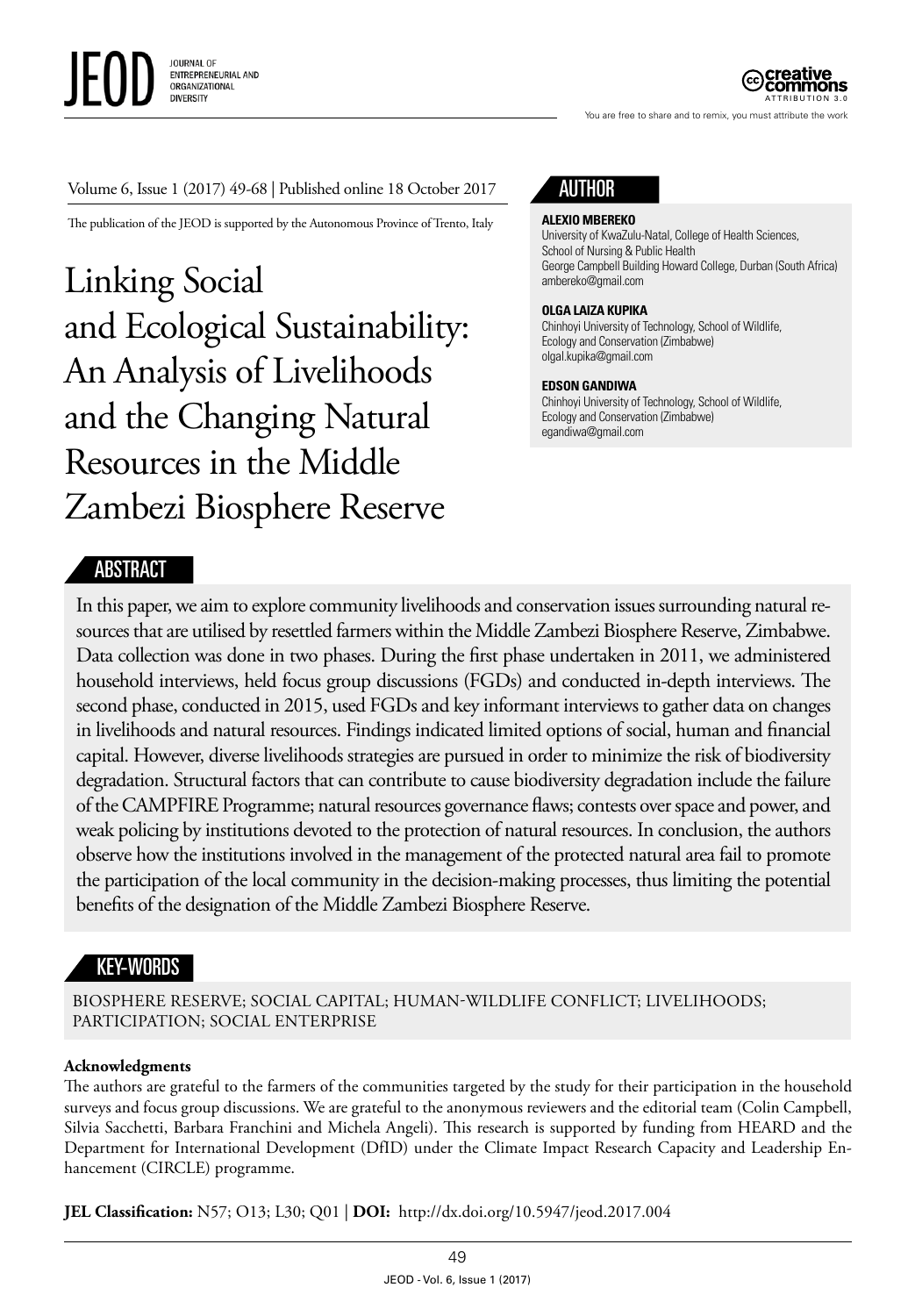Volume 6, Issue 1 (2017) 49-68 | Published online 18 October 2017

The publication of the JEOD is supported by the Autonomous Province of Trento, Italy

# Linking Social and Ecological Sustainability: An Analysis of Livelihoods and the Changing Natural Resources in the Middle Zambezi Biosphere Reserve

## AUTHOR

**ALEXIO MBEREKO**
University of KwaZulu-Natal, College of Health Sciences, School of Nursing & Public Health
George Campbell Building Howard College, Durban (South Africa)
ambereko@gmail.com

**OLGA LAIZA KUPIKA**
Chinhoyi University of Technology, School of Wildlife, Ecology and Conservation (Zimbabwe)
olgal.kupika@gmail.com

**EDSON GANDIWA**
Chinhoyi University of Technology, School of Wildlife, Ecology and Conservation (Zimbabwe)
egandiwa@gmail.com

## ABSTRACT

In this paper, we aim to explore community livelihoods and conservation issues surrounding natural resources that are utilised by resettled farmers within the Middle Zambezi Biosphere Reserve, Zimbabwe. Data collection was done in two phases. During the first phase undertaken in 2011, we administered household interviews, held focus group discussions (FGDs) and conducted in-depth interviews. The second phase, conducted in 2015, used FGDs and key informant interviews to gather data on changes in livelihoods and natural resources. Findings indicated limited options of social, human and financial capital. However, diverse livelihoods strategies are pursued in order to minimize the risk of biodiversity degradation. Structural factors that can contribute to cause biodiversity degradation include the failure of the CAMPFIRE Programme; natural resources governance flaws; contests over space and power, and weak policing by institutions devoted to the protection of natural resources. In conclusion, the authors observe how the institutions involved in the management of the protected natural area fail to promote the participation of the local community in the decision-making processes, thus limiting the potential benefits of the designation of the Middle Zambezi Biosphere Reserve.

## KEY-WORDS

BIOSPHERE RESERVE; SOCIAL CAPITAL; HUMAN-WILDLIFE CONFLICT; LIVELIHOODS; PARTICIPATION; SOCIAL ENTERPRISE

**Acknowledgments**

The authors are grateful to the farmers of the communities targeted by the study for their participation in the household surveys and focus group discussions. We are grateful to the anonymous reviewers and the editorial team (Colin Campbell, Silvia Sacchetti, Barbara Franchini and Michela Angeli). This research is supported by funding from HEARD and the Department for International Development (DfID) under the Climate Impact Research Capacity and Leadership Enhancement (CIRCLE) programme.

**JEL Classification:** N57; O13; L30; Q01 | **DOI:** http://dx.doi.org/10.5947/jeod.2017.004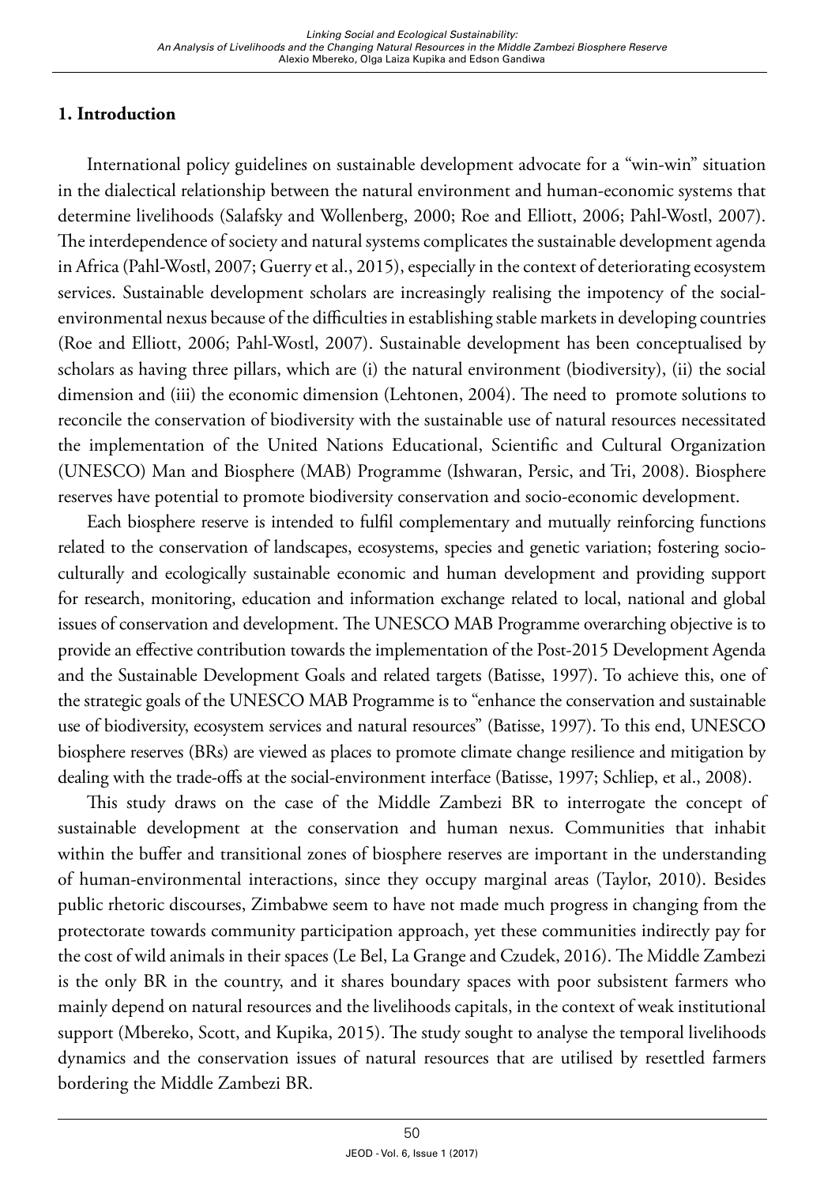## 1. Introduction

International policy guidelines on sustainable development advocate for a "win-win" situation in the dialectical relationship between the natural environment and human-economic systems that determine livelihoods (Salafsky and Wollenberg, 2000; Roe and Elliott, 2006; Pahl-Wostl, 2007). The interdependence of society and natural systems complicates the sustainable development agenda in Africa (Pahl-Wostl, 2007; Guerry et al., 2015), especially in the context of deteriorating ecosystem services. Sustainable development scholars are increasingly realising the impotency of the social-environmental nexus because of the difficulties in establishing stable markets in developing countries (Roe and Elliott, 2006; Pahl-Wostl, 2007). Sustainable development has been conceptualised by scholars as having three pillars, which are (i) the natural environment (biodiversity), (ii) the social dimension and (iii) the economic dimension (Lehtonen, 2004). The need to promote solutions to reconcile the conservation of biodiversity with the sustainable use of natural resources necessitated the implementation of the United Nations Educational, Scientific and Cultural Organization (UNESCO) Man and Biosphere (MAB) Programme (Ishwaran, Persic, and Tri, 2008). Biosphere reserves have potential to promote biodiversity conservation and socio-economic development.

Each biosphere reserve is intended to fulfil complementary and mutually reinforcing functions related to the conservation of landscapes, ecosystems, species and genetic variation; fostering socio-culturally and ecologically sustainable economic and human development and providing support for research, monitoring, education and information exchange related to local, national and global issues of conservation and development. The UNESCO MAB Programme overarching objective is to provide an effective contribution towards the implementation of the Post-2015 Development Agenda and the Sustainable Development Goals and related targets (Batisse, 1997). To achieve this, one of the strategic goals of the UNESCO MAB Programme is to "enhance the conservation and sustainable use of biodiversity, ecosystem services and natural resources" (Batisse, 1997). To this end, UNESCO biosphere reserves (BRs) are viewed as places to promote climate change resilience and mitigation by dealing with the trade-offs at the social-environment interface (Batisse, 1997; Schliep, et al., 2008).

This study draws on the case of the Middle Zambezi BR to interrogate the concept of sustainable development at the conservation and human nexus. Communities that inhabit within the buffer and transitional zones of biosphere reserves are important in the understanding of human-environmental interactions, since they occupy marginal areas (Taylor, 2010). Besides public rhetoric discourses, Zimbabwe seem to have not made much progress in changing from the protectorate towards community participation approach, yet these communities indirectly pay for the cost of wild animals in their spaces (Le Bel, La Grange and Czudek, 2016). The Middle Zambezi is the only BR in the country, and it shares boundary spaces with poor subsistent farmers who mainly depend on natural resources and the livelihoods capitals, in the context of weak institutional support (Mbereko, Scott, and Kupika, 2015). The study sought to analyse the temporal livelihoods dynamics and the conservation issues of natural resources that are utilised by resettled farmers bordering the Middle Zambezi BR.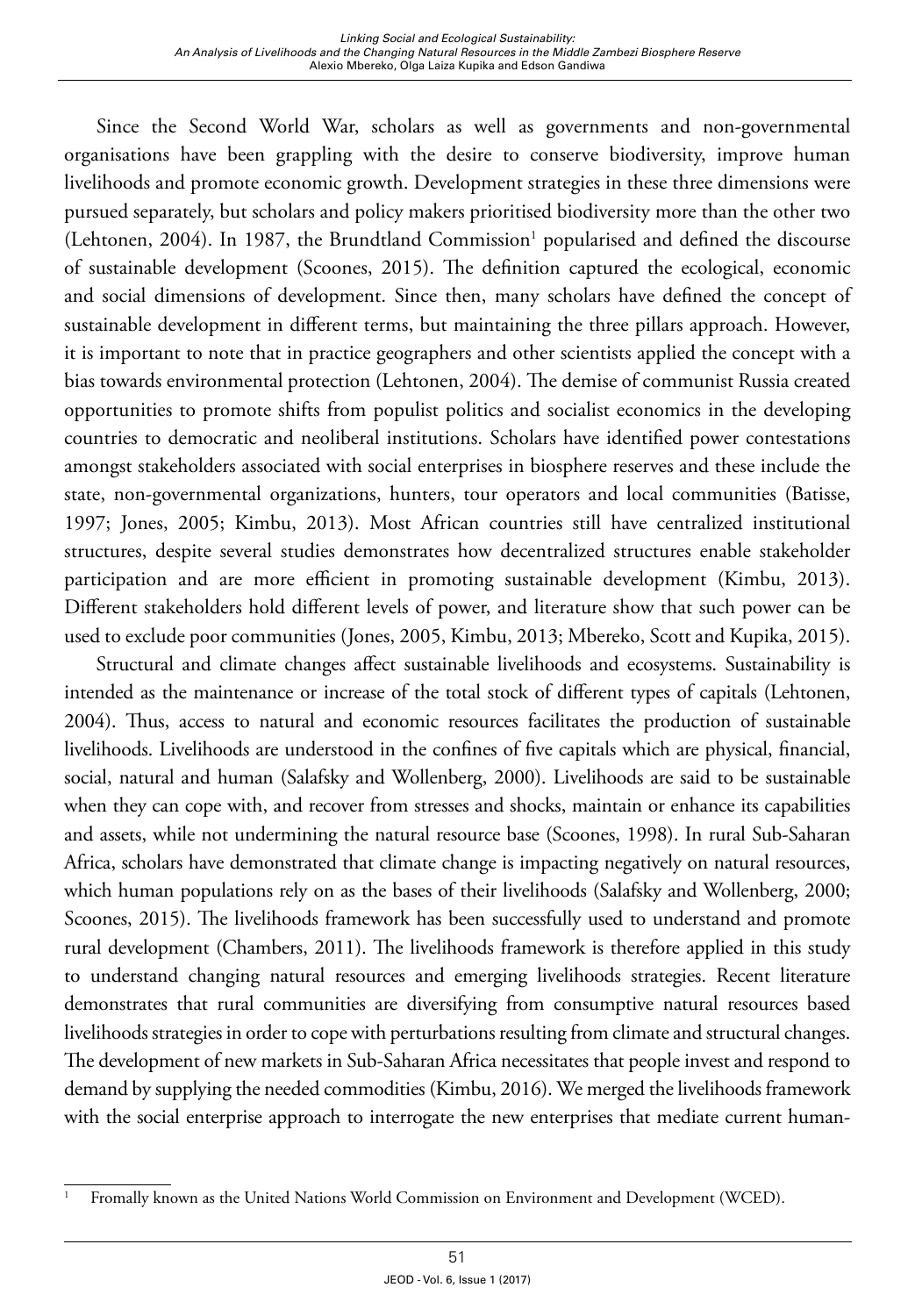Since the Second World War, scholars as well as governments and non-governmental organisations have been grappling with the desire to conserve biodiversity, improve human livelihoods and promote economic growth. Development strategies in these three dimensions were pursued separately, but scholars and policy makers prioritised biodiversity more than the other two (Lehtonen, 2004). In 1987, the Brundtland Commission[1] popularised and defined the discourse of sustainable development (Scoones, 2015). The definition captured the ecological, economic and social dimensions of development. Since then, many scholars have defined the concept of sustainable development in different terms, but maintaining the three pillars approach. However, it is important to note that in practice geographers and other scientists applied the concept with a bias towards environmental protection (Lehtonen, 2004). The demise of communist Russia created opportunities to promote shifts from populist politics and socialist economics in the developing countries to democratic and neoliberal institutions. Scholars have identified power contestations amongst stakeholders associated with social enterprises in biosphere reserves and these include the state, non-governmental organizations, hunters, tour operators and local communities (Batisse, 1997; Jones, 2005; Kimbu, 2013). Most African countries still have centralized institutional structures, despite several studies demonstrates how decentralized structures enable stakeholder participation and are more efficient in promoting sustainable development (Kimbu, 2013). Different stakeholders hold different levels of power, and literature show that such power can be used to exclude poor communities (Jones, 2005, Kimbu, 2013; Mbereko, Scott and Kupika, 2015).

Structural and climate changes affect sustainable livelihoods and ecosystems. Sustainability is intended as the maintenance or increase of the total stock of different types of capitals (Lehtonen, 2004). Thus, access to natural and economic resources facilitates the production of sustainable livelihoods. Livelihoods are understood in the confines of five capitals which are physical, financial, social, natural and human (Salafsky and Wollenberg, 2000). Livelihoods are said to be sustainable when they can cope with, and recover from stresses and shocks, maintain or enhance its capabilities and assets, while not undermining the natural resource base (Scoones, 1998). In rural Sub-Saharan Africa, scholars have demonstrated that climate change is impacting negatively on natural resources, which human populations rely on as the bases of their livelihoods (Salafsky and Wollenberg, 2000; Scoones, 2015). The livelihoods framework has been successfully used to understand and promote rural development (Chambers, 2011). The livelihoods framework is therefore applied in this study to understand changing natural resources and emerging livelihoods strategies. Recent literature demonstrates that rural communities are diversifying from consumptive natural resources based livelihoods strategies in order to cope with perturbations resulting from climate and structural changes. The development of new markets in Sub-Saharan Africa necessitates that people invest and respond to demand by supplying the needed commodities (Kimbu, 2016). We merged the livelihoods framework with the social enterprise approach to interrogate the new enterprises that mediate current human-

[1] Fromally known as the United Nations World Commission on Environment and Development (WCED).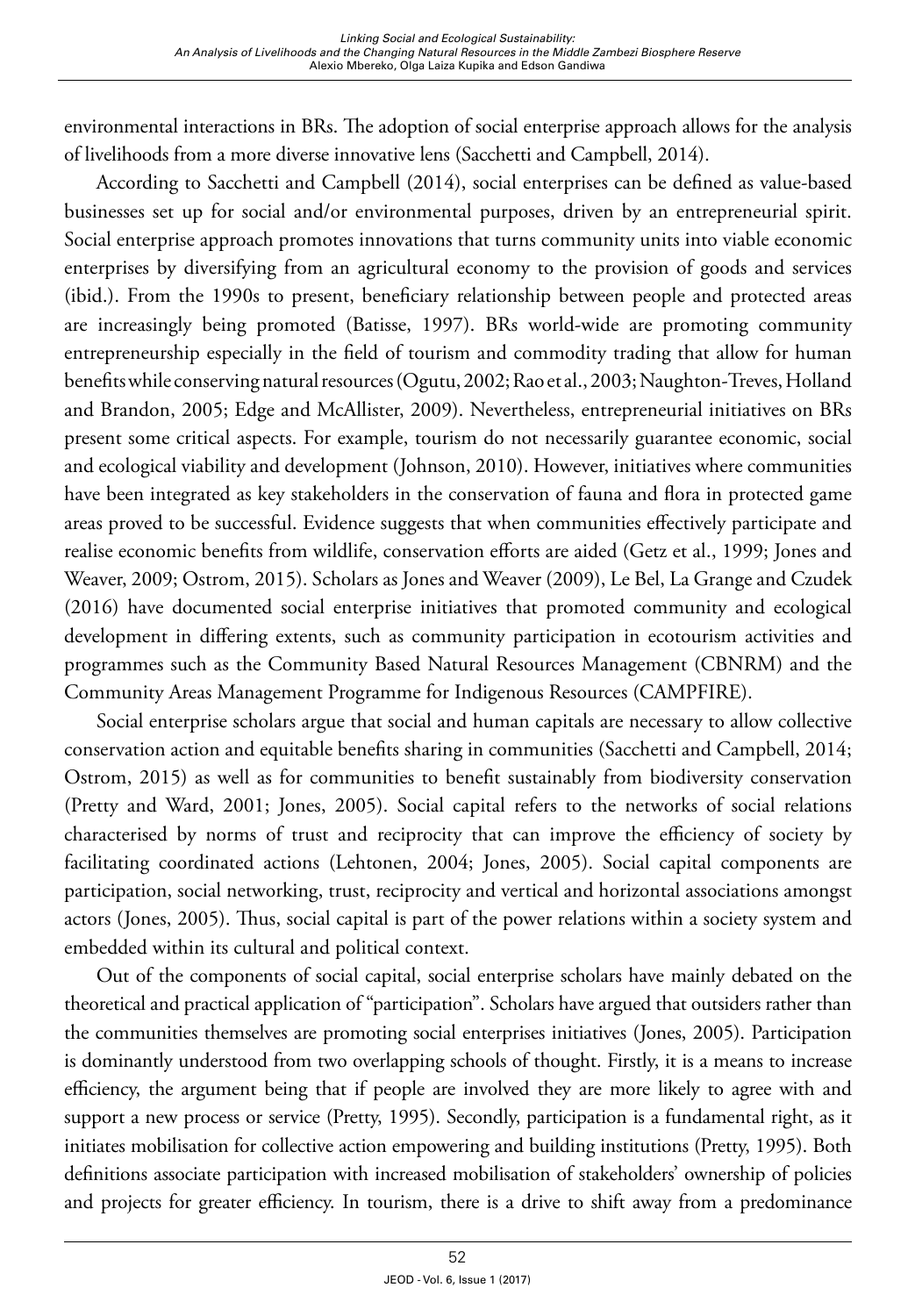environmental interactions in BRs. The adoption of social enterprise approach allows for the analysis of livelihoods from a more diverse innovative lens (Sacchetti and Campbell, 2014).

According to Sacchetti and Campbell (2014), social enterprises can be defined as value-based businesses set up for social and/or environmental purposes, driven by an entrepreneurial spirit. Social enterprise approach promotes innovations that turns community units into viable economic enterprises by diversifying from an agricultural economy to the provision of goods and services (ibid.). From the 1990s to present, beneficiary relationship between people and protected areas are increasingly being promoted (Batisse, 1997). BRs world-wide are promoting community entrepreneurship especially in the field of tourism and commodity trading that allow for human benefits while conserving natural resources (Ogutu, 2002; Rao et al., 2003; Naughton-Treves, Holland and Brandon, 2005; Edge and McAllister, 2009). Nevertheless, entrepreneurial initiatives on BRs present some critical aspects. For example, tourism do not necessarily guarantee economic, social and ecological viability and development (Johnson, 2010). However, initiatives where communities have been integrated as key stakeholders in the conservation of fauna and flora in protected game areas proved to be successful. Evidence suggests that when communities effectively participate and realise economic benefits from wildlife, conservation efforts are aided (Getz et al., 1999; Jones and Weaver, 2009; Ostrom, 2015). Scholars as Jones and Weaver (2009), Le Bel, La Grange and Czudek (2016) have documented social enterprise initiatives that promoted community and ecological development in differing extents, such as community participation in ecotourism activities and programmes such as the Community Based Natural Resources Management (CBNRM) and the Community Areas Management Programme for Indigenous Resources (CAMPFIRE).

Social enterprise scholars argue that social and human capitals are necessary to allow collective conservation action and equitable benefits sharing in communities (Sacchetti and Campbell, 2014; Ostrom, 2015) as well as for communities to benefit sustainably from biodiversity conservation (Pretty and Ward, 2001; Jones, 2005). Social capital refers to the networks of social relations characterised by norms of trust and reciprocity that can improve the efficiency of society by facilitating coordinated actions (Lehtonen, 2004; Jones, 2005). Social capital components are participation, social networking, trust, reciprocity and vertical and horizontal associations amongst actors (Jones, 2005). Thus, social capital is part of the power relations within a society system and embedded within its cultural and political context.

Out of the components of social capital, social enterprise scholars have mainly debated on the theoretical and practical application of "participation". Scholars have argued that outsiders rather than the communities themselves are promoting social enterprises initiatives (Jones, 2005). Participation is dominantly understood from two overlapping schools of thought. Firstly, it is a means to increase efficiency, the argument being that if people are involved they are more likely to agree with and support a new process or service (Pretty, 1995). Secondly, participation is a fundamental right, as it initiates mobilisation for collective action empowering and building institutions (Pretty, 1995). Both definitions associate participation with increased mobilisation of stakeholders' ownership of policies and projects for greater efficiency. In tourism, there is a drive to shift away from a predominance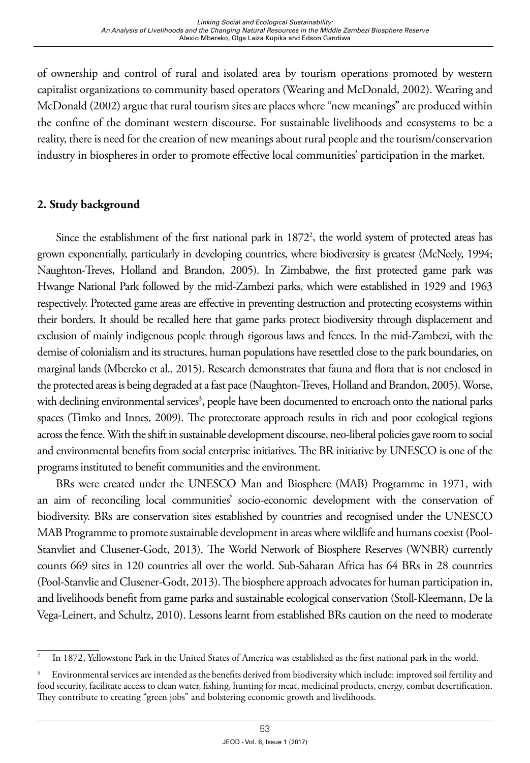of ownership and control of rural and isolated area by tourism operations promoted by western capitalist organizations to community based operators (Wearing and McDonald, 2002). Wearing and McDonald (2002) argue that rural tourism sites are places where "new meanings" are produced within the confine of the dominant western discourse. For sustainable livelihoods and ecosystems to be a reality, there is need for the creation of new meanings about rural people and the tourism/conservation industry in biospheres in order to promote effective local communities' participation in the market.

## 2. Study background

Since the establishment of the first national park in 1872[2], the world system of protected areas has grown exponentially, particularly in developing countries, where biodiversity is greatest (McNeely, 1994; Naughton-Treves, Holland and Brandon, 2005). In Zimbabwe, the first protected game park was Hwange National Park followed by the mid-Zambezi parks, which were established in 1929 and 1963 respectively. Protected game areas are effective in preventing destruction and protecting ecosystems within their borders. It should be recalled here that game parks protect biodiversity through displacement and exclusion of mainly indigenous people through rigorous laws and fences. In the mid-Zambezi, with the demise of colonialism and its structures, human populations have resettled close to the park boundaries, on marginal lands (Mbereko et al., 2015). Research demonstrates that fauna and flora that is not enclosed in the protected areas is being degraded at a fast pace (Naughton-Treves, Holland and Brandon, 2005). Worse, with declining environmental services[3], people have been documented to encroach onto the national parks spaces (Timko and Innes, 2009). The protectorate approach results in rich and poor ecological regions across the fence. With the shift in sustainable development discourse, neo-liberal policies gave room to social and environmental benefits from social enterprise initiatives. The BR initiative by UNESCO is one of the programs instituted to benefit communities and the environment.

BRs were created under the UNESCO Man and Biosphere (MAB) Programme in 1971, with an aim of reconciling local communities' socio-economic development with the conservation of biodiversity. BRs are conservation sites established by countries and recognised under the UNESCO MAB Programme to promote sustainable development in areas where wildlife and humans coexist (Pool-Stanvliet and Clusener-Godt, 2013). The World Network of Biosphere Reserves (WNBR) currently counts 669 sites in 120 countries all over the world. Sub-Saharan Africa has 64 BRs in 28 countries (Pool-Stanvlie and Clusener-Godt, 2013). The biosphere approach advocates for human participation in, and livelihoods benefit from game parks and sustainable ecological conservation (Stoll-Kleemann, De la Vega-Leinert, and Schultz, 2010). Lessons learnt from established BRs caution on the need to moderate

---

[2] In 1872, Yellowstone Park in the United States of America was established as the first national park in the world.

[3] Environmental services are intended as the benefits derived from biodiversity which include: improved soil fertility and food security, facilitate access to clean water, fishing, hunting for meat, medicinal products, energy, combat desertification. They contribute to creating "green jobs" and bolstering economic growth and livelihoods.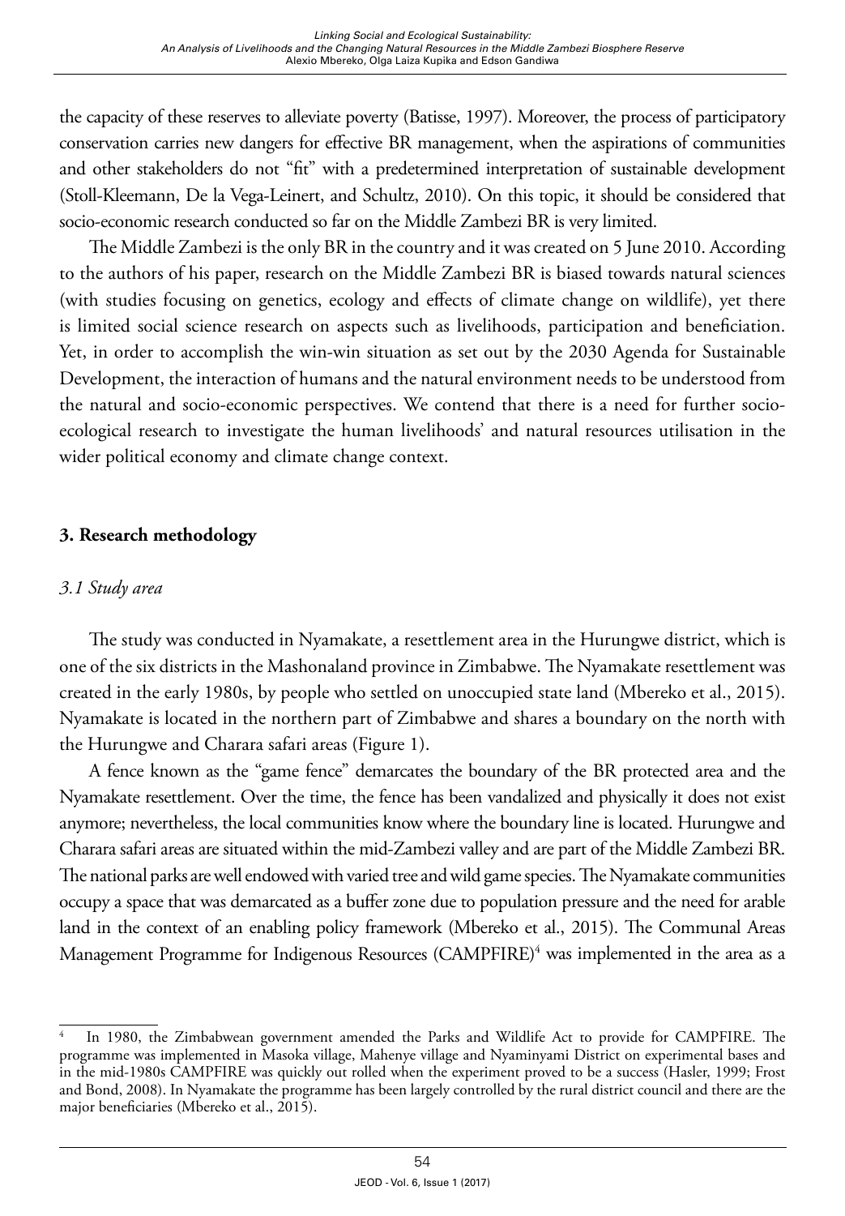the capacity of these reserves to alleviate poverty (Batisse, 1997). Moreover, the process of participatory conservation carries new dangers for effective BR management, when the aspirations of communities and other stakeholders do not "fit" with a predetermined interpretation of sustainable development (Stoll-Kleemann, De la Vega-Leinert, and Schultz, 2010). On this topic, it should be considered that socio-economic research conducted so far on the Middle Zambezi BR is very limited.

The Middle Zambezi is the only BR in the country and it was created on 5 June 2010. According to the authors of his paper, research on the Middle Zambezi BR is biased towards natural sciences (with studies focusing on genetics, ecology and effects of climate change on wildlife), yet there is limited social science research on aspects such as livelihoods, participation and beneficiation. Yet, in order to accomplish the win-win situation as set out by the 2030 Agenda for Sustainable Development, the interaction of humans and the natural environment needs to be understood from the natural and socio-economic perspectives. We contend that there is a need for further socio-ecological research to investigate the human livelihoods' and natural resources utilisation in the wider political economy and climate change context.

## 3. Research methodology

### *3.1 Study area*

The study was conducted in Nyamakate, a resettlement area in the Hurungwe district, which is one of the six districts in the Mashonaland province in Zimbabwe. The Nyamakate resettlement was created in the early 1980s, by people who settled on unoccupied state land (Mbereko et al., 2015). Nyamakate is located in the northern part of Zimbabwe and shares a boundary on the north with the Hurungwe and Charara safari areas (Figure 1).

A fence known as the "game fence" demarcates the boundary of the BR protected area and the Nyamakate resettlement. Over the time, the fence has been vandalized and physically it does not exist anymore; nevertheless, the local communities know where the boundary line is located. Hurungwe and Charara safari areas are situated within the mid-Zambezi valley and are part of the Middle Zambezi BR. The national parks are well endowed with varied tree and wild game species. The Nyamakate communities occupy a space that was demarcated as a buffer zone due to population pressure and the need for arable land in the context of an enabling policy framework (Mbereko et al., 2015). The Communal Areas Management Programme for Indigenous Resources (CAMPFIRE)[4] was implemented in the area as a

---

[4] In 1980, the Zimbabwean government amended the Parks and Wildlife Act to provide for CAMPFIRE. The programme was implemented in Masoka village, Mahenye village and Nyaminyami District on experimental bases and in the mid-1980s CAMPFIRE was quickly out rolled when the experiment proved to be a success (Hasler, 1999; Frost and Bond, 2008). In Nyamakate the programme has been largely controlled by the rural district council and there are the major beneficiaries (Mbereko et al., 2015).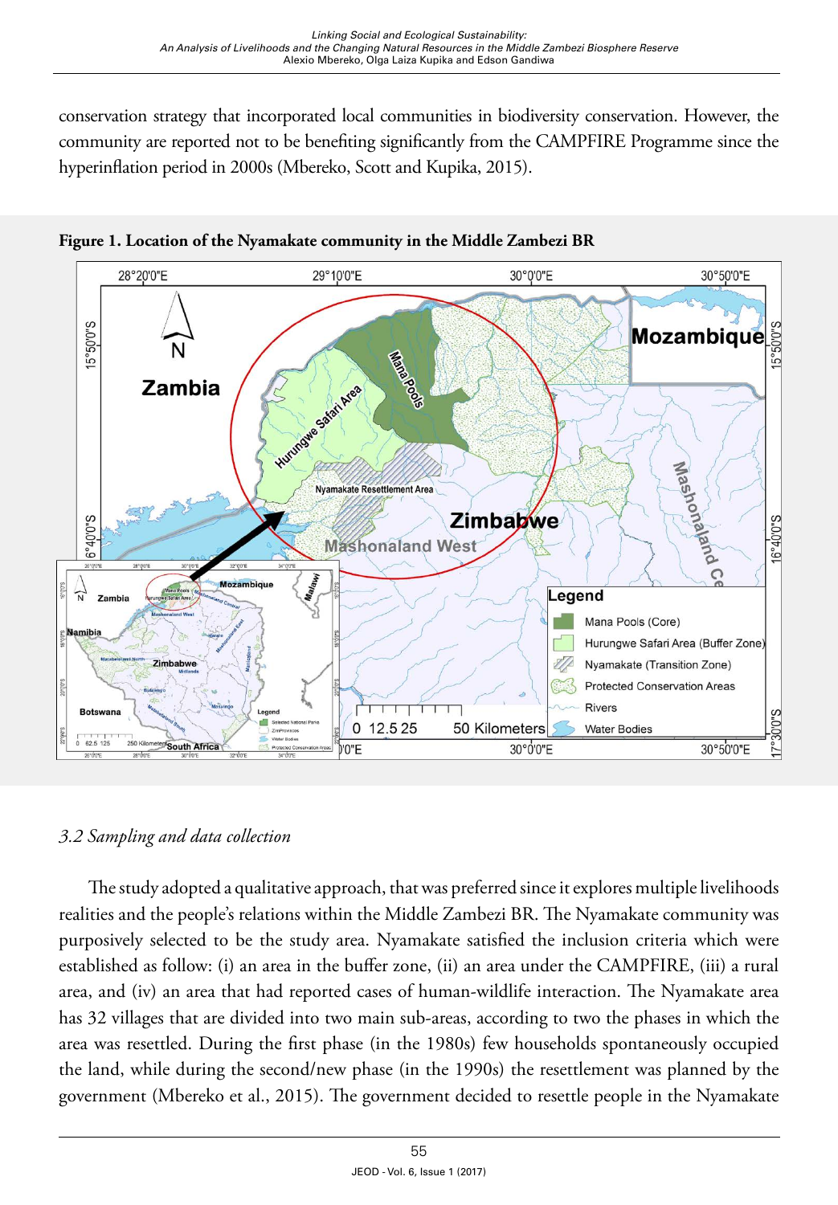conservation strategy that incorporated local communities in biodiversity conservation. However, the community are reported not to be benefiting significantly from the CAMPFIRE Programme since the hyperinflation period in 2000s (Mbereko, Scott and Kupika, 2015).

**Figure 1. Location of the Nyamakate community in the Middle Zambezi BR**

### *3.2 Sampling and data collection*

The study adopted a qualitative approach, that was preferred since it explores multiple livelihoods realities and the people's relations within the Middle Zambezi BR. The Nyamakate community was purposively selected to be the study area. Nyamakate satisfied the inclusion criteria which were established as follow: (i) an area in the buffer zone, (ii) an area under the CAMPFIRE, (iii) a rural area, and (iv) an area that had reported cases of human-wildlife interaction. The Nyamakate area has 32 villages that are divided into two main sub-areas, according to two the phases in which the area was resettled. During the first phase (in the 1980s) few households spontaneously occupied the land, while during the second/new phase (in the 1990s) the resettlement was planned by the government (Mbereko et al., 2015). The government decided to resettle people in the Nyamakate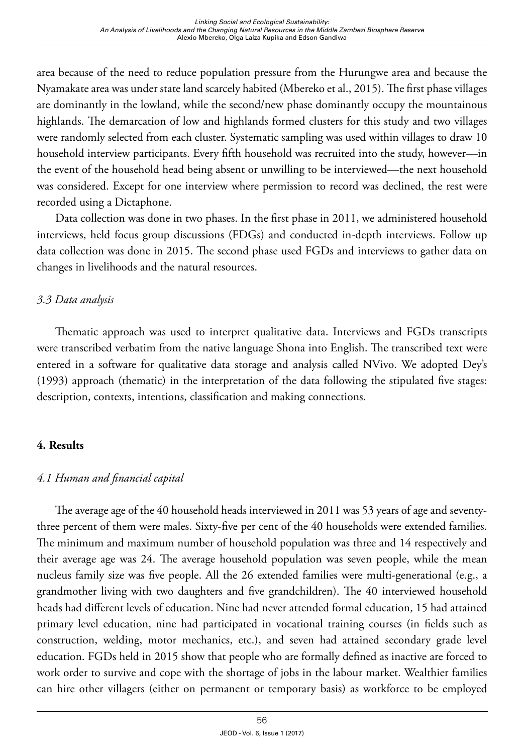area because of the need to reduce population pressure from the Hurungwe area and because the Nyamakate area was under state land scarcely habited (Mbereko et al., 2015). The first phase villages are dominantly in the lowland, while the second/new phase dominantly occupy the mountainous highlands. The demarcation of low and highlands formed clusters for this study and two villages were randomly selected from each cluster. Systematic sampling was used within villages to draw 10 household interview participants. Every fifth household was recruited into the study, however—in the event of the household head being absent or unwilling to be interviewed—the next household was considered. Except for one interview where permission to record was declined, the rest were recorded using a Dictaphone.

Data collection was done in two phases. In the first phase in 2011, we administered household interviews, held focus group discussions (FDGs) and conducted in-depth interviews. Follow up data collection was done in 2015. The second phase used FGDs and interviews to gather data on changes in livelihoods and the natural resources.

### *3.3 Data analysis*

Thematic approach was used to interpret qualitative data. Interviews and FGDs transcripts were transcribed verbatim from the native language Shona into English. The transcribed text were entered in a software for qualitative data storage and analysis called NVivo. We adopted Dey's (1993) approach (thematic) in the interpretation of the data following the stipulated five stages: description, contexts, intentions, classification and making connections.

## **4. Results**

### *4.1 Human and financial capital*

The average age of the 40 household heads interviewed in 2011 was 53 years of age and seventy-three percent of them were males. Sixty-five per cent of the 40 households were extended families. The minimum and maximum number of household population was three and 14 respectively and their average age was 24. The average household population was seven people, while the mean nucleus family size was five people. All the 26 extended families were multi-generational (e.g., a grandmother living with two daughters and five grandchildren). The 40 interviewed household heads had different levels of education. Nine had never attended formal education, 15 had attained primary level education, nine had participated in vocational training courses (in fields such as construction, welding, motor mechanics, etc.), and seven had attained secondary grade level education. FGDs held in 2015 show that people who are formally defined as inactive are forced to work order to survive and cope with the shortage of jobs in the labour market. Wealthier families can hire other villagers (either on permanent or temporary basis) as workforce to be employed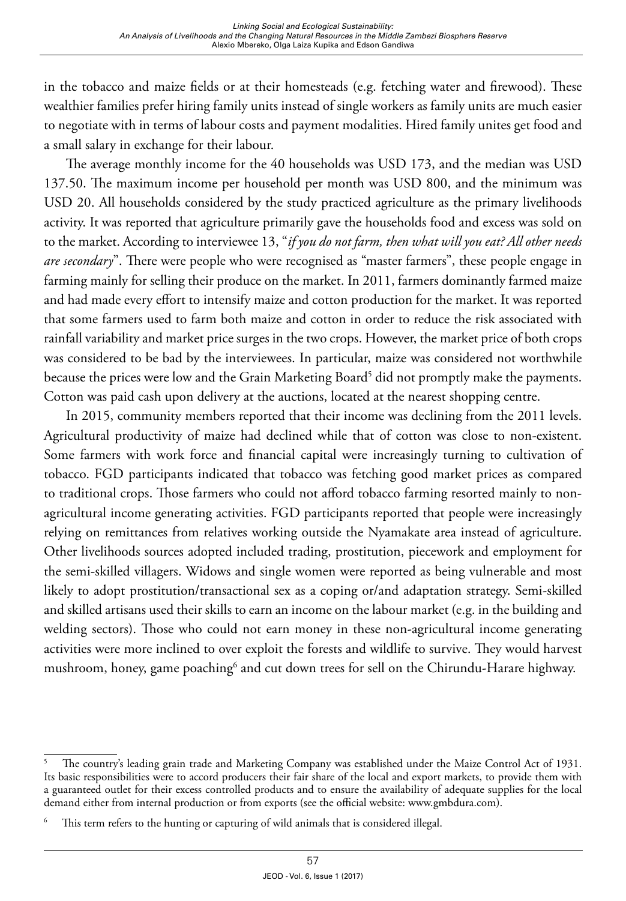in the tobacco and maize fields or at their homesteads (e.g. fetching water and firewood). These wealthier families prefer hiring family units instead of single workers as family units are much easier to negotiate with in terms of labour costs and payment modalities. Hired family unites get food and a small salary in exchange for their labour.

The average monthly income for the 40 households was USD 173, and the median was USD 137.50. The maximum income per household per month was USD 800, and the minimum was USD 20. All households considered by the study practiced agriculture as the primary livelihoods activity. It was reported that agriculture primarily gave the households food and excess was sold on to the market. According to interviewee 13, "*if you do not farm, then what will you eat? All other needs are secondary*". There were people who were recognised as "master farmers", these people engage in farming mainly for selling their produce on the market. In 2011, farmers dominantly farmed maize and had made every effort to intensify maize and cotton production for the market. It was reported that some farmers used to farm both maize and cotton in order to reduce the risk associated with rainfall variability and market price surges in the two crops. However, the market price of both crops was considered to be bad by the interviewees. In particular, maize was considered not worthwhile because the prices were low and the Grain Marketing Board[5] did not promptly make the payments. Cotton was paid cash upon delivery at the auctions, located at the nearest shopping centre.

In 2015, community members reported that their income was declining from the 2011 levels. Agricultural productivity of maize had declined while that of cotton was close to non-existent. Some farmers with work force and financial capital were increasingly turning to cultivation of tobacco. FGD participants indicated that tobacco was fetching good market prices as compared to traditional crops. Those farmers who could not afford tobacco farming resorted mainly to non-agricultural income generating activities. FGD participants reported that people were increasingly relying on remittances from relatives working outside the Nyamakate area instead of agriculture. Other livelihoods sources adopted included trading, prostitution, piecework and employment for the semi-skilled villagers. Widows and single women were reported as being vulnerable and most likely to adopt prostitution/transactional sex as a coping or/and adaptation strategy. Semi-skilled and skilled artisans used their skills to earn an income on the labour market (e.g. in the building and welding sectors). Those who could not earn money in these non-agricultural income generating activities were more inclined to over exploit the forests and wildlife to survive. They would harvest mushroom, honey, game poaching[6] and cut down trees for sell on the Chirundu-Harare highway.

---

[5] The country's leading grain trade and Marketing Company was established under the Maize Control Act of 1931. Its basic responsibilities were to accord producers their fair share of the local and export markets, to provide them with a guaranteed outlet for their excess controlled products and to ensure the availability of adequate supplies for the local demand either from internal production or from exports (see the official website: www.gmbdura.com).

[6] This term refers to the hunting or capturing of wild animals that is considered illegal.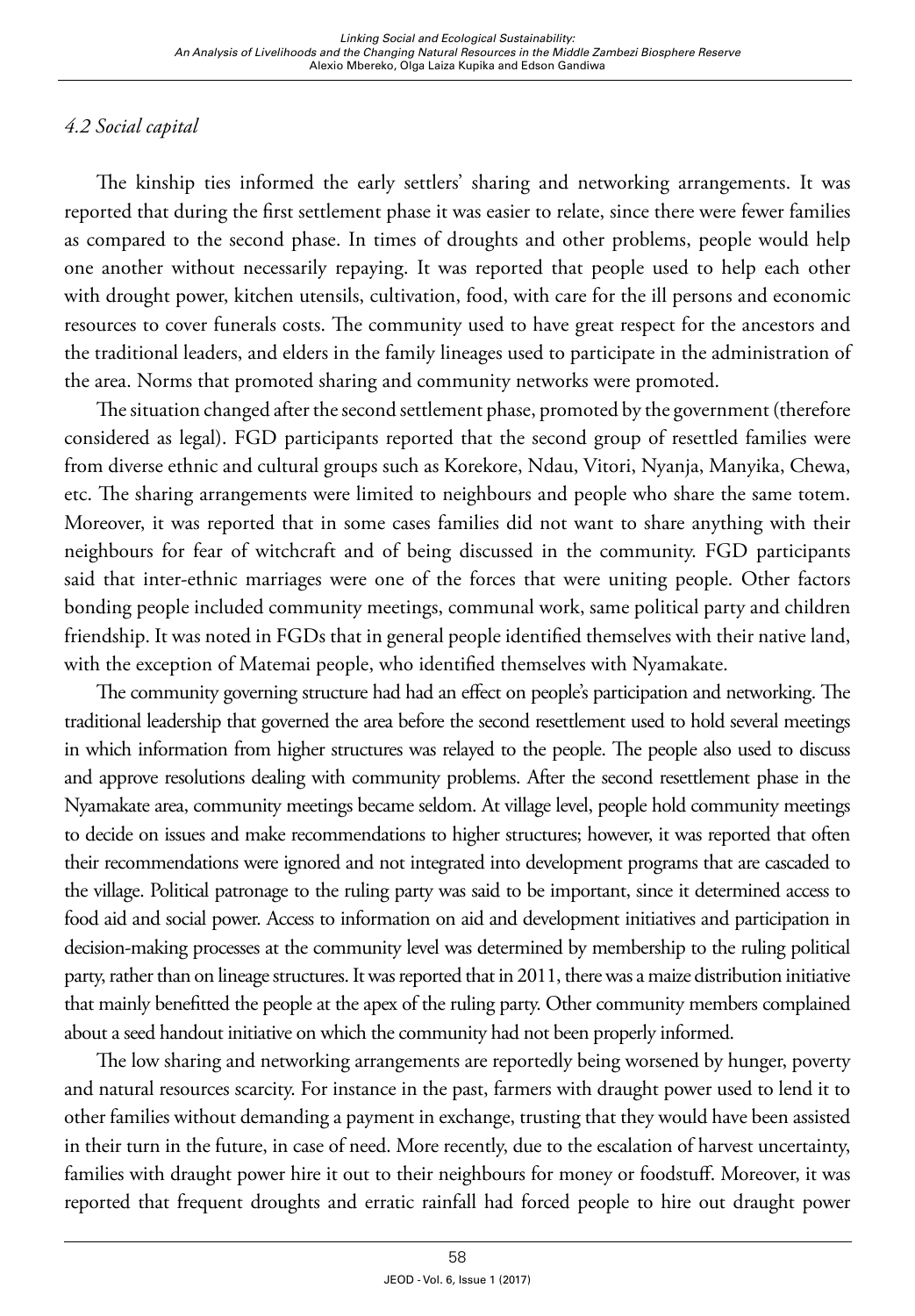### *4.2 Social capital*

The kinship ties informed the early settlers' sharing and networking arrangements. It was reported that during the first settlement phase it was easier to relate, since there were fewer families as compared to the second phase. In times of droughts and other problems, people would help one another without necessarily repaying. It was reported that people used to help each other with drought power, kitchen utensils, cultivation, food, with care for the ill persons and economic resources to cover funerals costs. The community used to have great respect for the ancestors and the traditional leaders, and elders in the family lineages used to participate in the administration of the area. Norms that promoted sharing and community networks were promoted.

The situation changed after the second settlement phase, promoted by the government (therefore considered as legal). FGD participants reported that the second group of resettled families were from diverse ethnic and cultural groups such as Korekore, Ndau, Vitori, Nyanja, Manyika, Chewa, etc. The sharing arrangements were limited to neighbours and people who share the same totem. Moreover, it was reported that in some cases families did not want to share anything with their neighbours for fear of witchcraft and of being discussed in the community. FGD participants said that inter-ethnic marriages were one of the forces that were uniting people. Other factors bonding people included community meetings, communal work, same political party and children friendship. It was noted in FGDs that in general people identified themselves with their native land, with the exception of Matemai people, who identified themselves with Nyamakate.

The community governing structure had had an effect on people's participation and networking. The traditional leadership that governed the area before the second resettlement used to hold several meetings in which information from higher structures was relayed to the people. The people also used to discuss and approve resolutions dealing with community problems. After the second resettlement phase in the Nyamakate area, community meetings became seldom. At village level, people hold community meetings to decide on issues and make recommendations to higher structures; however, it was reported that often their recommendations were ignored and not integrated into development programs that are cascaded to the village. Political patronage to the ruling party was said to be important, since it determined access to food aid and social power. Access to information on aid and development initiatives and participation in decision-making processes at the community level was determined by membership to the ruling political party, rather than on lineage structures. It was reported that in 2011, there was a maize distribution initiative that mainly benefitted the people at the apex of the ruling party. Other community members complained about a seed handout initiative on which the community had not been properly informed.

The low sharing and networking arrangements are reportedly being worsened by hunger, poverty and natural resources scarcity. For instance in the past, farmers with draught power used to lend it to other families without demanding a payment in exchange, trusting that they would have been assisted in their turn in the future, in case of need. More recently, due to the escalation of harvest uncertainty, families with draught power hire it out to their neighbours for money or foodstuff. Moreover, it was reported that frequent droughts and erratic rainfall had forced people to hire out draught power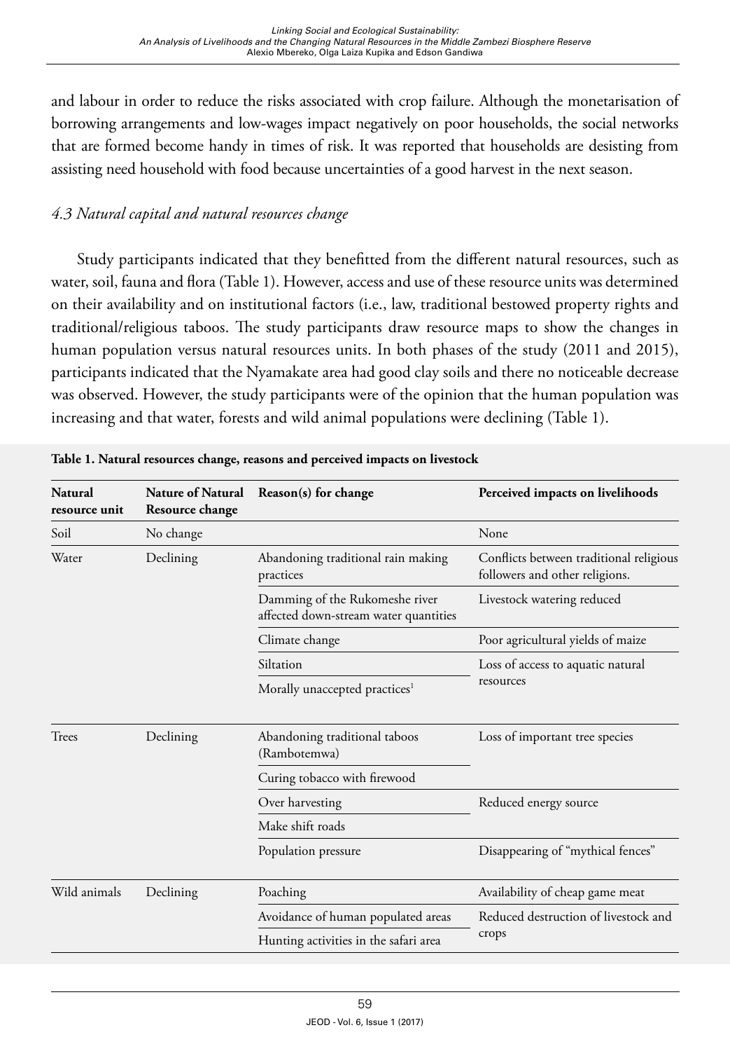and labour in order to reduce the risks associated with crop failure. Although the monetarisation of borrowing arrangements and low-wages impact negatively on poor households, the social networks that are formed become handy in times of risk. It was reported that households are desisting from assisting need household with food because uncertainties of a good harvest in the next season.

### *4.3 Natural capital and natural resources change*

Study participants indicated that they benefitted from the different natural resources, such as water, soil, fauna and flora (Table 1). However, access and use of these resource units was determined on their availability and on institutional factors (i.e., law, traditional bestowed property rights and traditional/religious taboos. The study participants draw resource maps to show the changes in human population versus natural resources units. In both phases of the study (2011 and 2015), participants indicated that the Nyamakate area had good clay soils and there no noticeable decrease was observed. However, the study participants were of the opinion that the human population was increasing and that water, forests and wild animal populations were declining (Table 1).

**Table 1. Natural resources change, reasons and perceived impacts on livestock**

| Natural resource unit | Nature of Natural Resource change | Reason(s) for change | Perceived impacts on livelihoods |
|---|---|---|---|
| Soil | No change | | None |
| Water | Declining | Abandoning traditional rain making practices | Conflicts between traditional religious followers and other religions. |
| | | Damming of the Rukomeshe river affected down-stream water quantities | Livestock watering reduced |
| | | Climate change | Poor agricultural yields of maize |
| | | Siltation | Loss of access to aquatic natural resources |
| | | Morally unaccepted practices[1] | |
| Trees | Declining | Abandoning traditional taboos (Rambotemwa) | Loss of important tree species |
| | | Curing tobacco with firewood | |
| | | Over harvesting | Reduced energy source |
| | | Make shift roads | |
| | | Population pressure | Disappearing of "mythical fences" |
| Wild animals | Declining | Poaching | Availability of cheap game meat |
| | | Avoidance of human populated areas | Reduced destruction of livestock and crops |
| | | Hunting activities in the safari area | |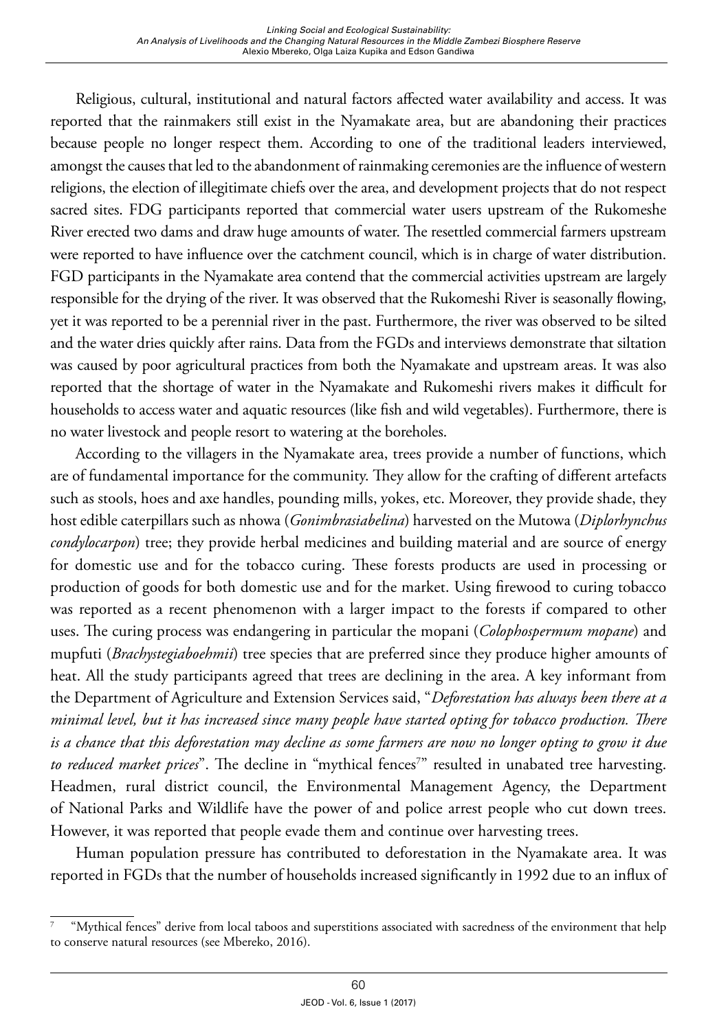Religious, cultural, institutional and natural factors affected water availability and access. It was reported that the rainmakers still exist in the Nyamakate area, but are abandoning their practices because people no longer respect them. According to one of the traditional leaders interviewed, amongst the causes that led to the abandonment of rainmaking ceremonies are the influence of western religions, the election of illegitimate chiefs over the area, and development projects that do not respect sacred sites. FDG participants reported that commercial water users upstream of the Rukomeshe River erected two dams and draw huge amounts of water. The resettled commercial farmers upstream were reported to have influence over the catchment council, which is in charge of water distribution. FGD participants in the Nyamakate area contend that the commercial activities upstream are largely responsible for the drying of the river. It was observed that the Rukomeshi River is seasonally flowing, yet it was reported to be a perennial river in the past. Furthermore, the river was observed to be silted and the water dries quickly after rains. Data from the FGDs and interviews demonstrate that siltation was caused by poor agricultural practices from both the Nyamakate and upstream areas. It was also reported that the shortage of water in the Nyamakate and Rukomeshi rivers makes it difficult for households to access water and aquatic resources (like fish and wild vegetables). Furthermore, there is no water livestock and people resort to watering at the boreholes.

According to the villagers in the Nyamakate area, trees provide a number of functions, which are of fundamental importance for the community. They allow for the crafting of different artefacts such as stools, hoes and axe handles, pounding mills, yokes, etc. Moreover, they provide shade, they host edible caterpillars such as nhowa (*Gonimbrasiabelina*) harvested on the Mutowa (*Diplorhynchus condylocarpon*) tree; they provide herbal medicines and building material and are source of energy for domestic use and for the tobacco curing. These forests products are used in processing or production of goods for both domestic use and for the market. Using firewood to curing tobacco was reported as a recent phenomenon with a larger impact to the forests if compared to other uses. The curing process was endangering in particular the mopani (*Colophospermum mopane*) and mupfuti (*Brachystegiaboehmii*) tree species that are preferred since they produce higher amounts of heat. All the study participants agreed that trees are declining in the area. A key informant from the Department of Agriculture and Extension Services said, "*Deforestation has always been there at a minimal level, but it has increased since many people have started opting for tobacco production. There is a chance that this deforestation may decline as some farmers are now no longer opting to grow it due to reduced market prices*". The decline in "mythical fences[7]" resulted in unabated tree harvesting. Headmen, rural district council, the Environmental Management Agency, the Department of National Parks and Wildlife have the power of and police arrest people who cut down trees. However, it was reported that people evade them and continue over harvesting trees.

Human population pressure has contributed to deforestation in the Nyamakate area. It was reported in FGDs that the number of households increased significantly in 1992 due to an influx of

[7] "Mythical fences" derive from local taboos and superstitions associated with sacredness of the environment that help to conserve natural resources (see Mbereko, 2016).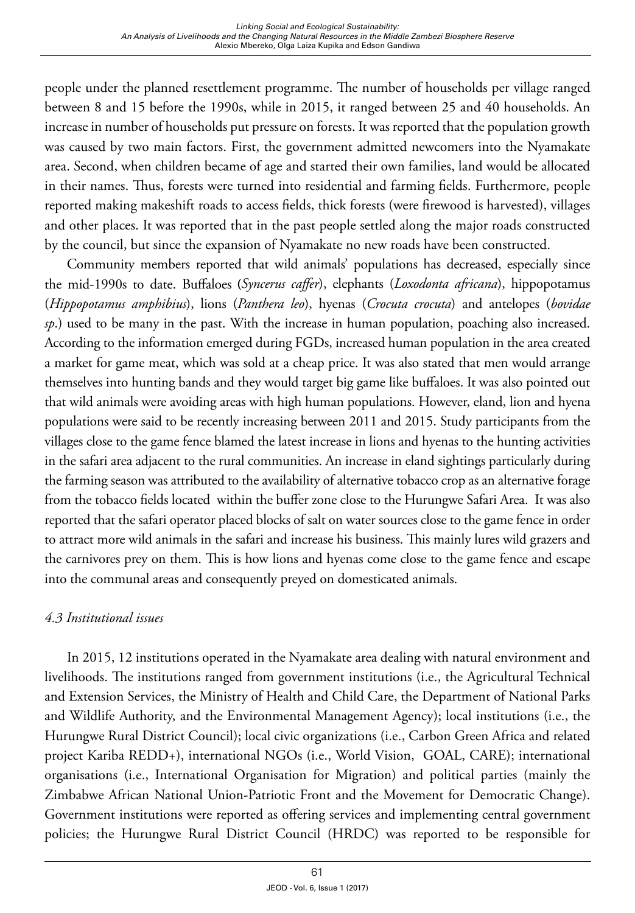people under the planned resettlement programme. The number of households per village ranged between 8 and 15 before the 1990s, while in 2015, it ranged between 25 and 40 households. An increase in number of households put pressure on forests. It was reported that the population growth was caused by two main factors. First, the government admitted newcomers into the Nyamakate area. Second, when children became of age and started their own families, land would be allocated in their names. Thus, forests were turned into residential and farming fields. Furthermore, people reported making makeshift roads to access fields, thick forests (were firewood is harvested), villages and other places. It was reported that in the past people settled along the major roads constructed by the council, but since the expansion of Nyamakate no new roads have been constructed.

Community members reported that wild animals' populations has decreased, especially since the mid-1990s to date. Buffaloes (*Syncerus caffer*), elephants (*Loxodonta africana*), hippopotamus (*Hippopotamus amphibius*), lions (*Panthera leo*), hyenas (*Crocuta crocuta*) and antelopes (*bovidae sp*.) used to be many in the past. With the increase in human population, poaching also increased. According to the information emerged during FGDs, increased human population in the area created a market for game meat, which was sold at a cheap price. It was also stated that men would arrange themselves into hunting bands and they would target big game like buffaloes. It was also pointed out that wild animals were avoiding areas with high human populations. However, eland, lion and hyena populations were said to be recently increasing between 2011 and 2015. Study participants from the villages close to the game fence blamed the latest increase in lions and hyenas to the hunting activities in the safari area adjacent to the rural communities. An increase in eland sightings particularly during the farming season was attributed to the availability of alternative tobacco crop as an alternative forage from the tobacco fields located within the buffer zone close to the Hurungwe Safari Area. It was also reported that the safari operator placed blocks of salt on water sources close to the game fence in order to attract more wild animals in the safari and increase his business. This mainly lures wild grazers and the carnivores prey on them. This is how lions and hyenas come close to the game fence and escape into the communal areas and consequently preyed on domesticated animals.

### *4.3 Institutional issues*

In 2015, 12 institutions operated in the Nyamakate area dealing with natural environment and livelihoods. The institutions ranged from government institutions (i.e., the Agricultural Technical and Extension Services, the Ministry of Health and Child Care, the Department of National Parks and Wildlife Authority, and the Environmental Management Agency); local institutions (i.e., the Hurungwe Rural District Council); local civic organizations (i.e., Carbon Green Africa and related project Kariba REDD+), international NGOs (i.e., World Vision, GOAL, CARE); international organisations (i.e., International Organisation for Migration) and political parties (mainly the Zimbabwe African National Union-Patriotic Front and the Movement for Democratic Change). Government institutions were reported as offering services and implementing central government policies; the Hurungwe Rural District Council (HRDC) was reported to be responsible for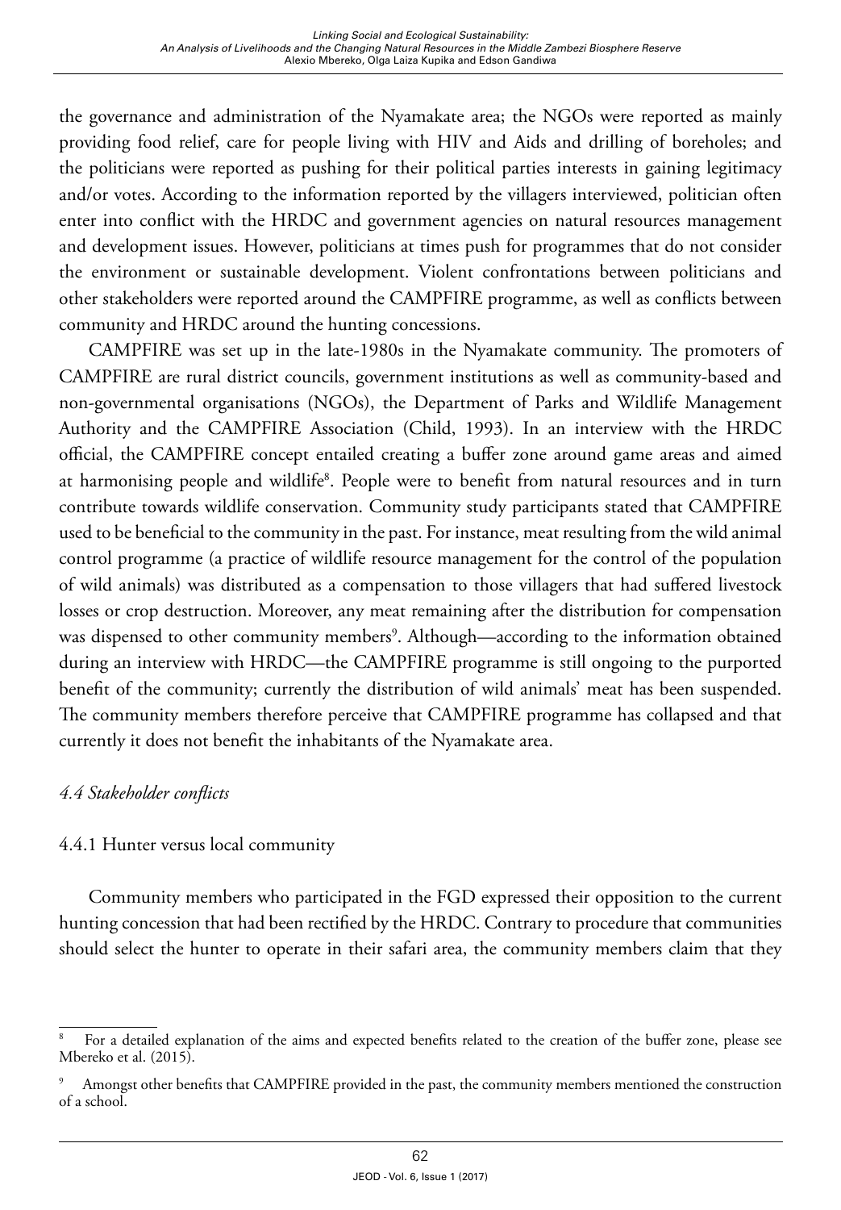the governance and administration of the Nyamakate area; the NGOs were reported as mainly providing food relief, care for people living with HIV and Aids and drilling of boreholes; and the politicians were reported as pushing for their political parties interests in gaining legitimacy and/or votes. According to the information reported by the villagers interviewed, politician often enter into conflict with the HRDC and government agencies on natural resources management and development issues. However, politicians at times push for programmes that do not consider the environment or sustainable development. Violent confrontations between politicians and other stakeholders were reported around the CAMPFIRE programme, as well as conflicts between community and HRDC around the hunting concessions.

CAMPFIRE was set up in the late-1980s in the Nyamakate community. The promoters of CAMPFIRE are rural district councils, government institutions as well as community-based and non-governmental organisations (NGOs), the Department of Parks and Wildlife Management Authority and the CAMPFIRE Association (Child, 1993). In an interview with the HRDC official, the CAMPFIRE concept entailed creating a buffer zone around game areas and aimed at harmonising people and wildlife[8]. People were to benefit from natural resources and in turn contribute towards wildlife conservation. Community study participants stated that CAMPFIRE used to be beneficial to the community in the past. For instance, meat resulting from the wild animal control programme (a practice of wildlife resource management for the control of the population of wild animals) was distributed as a compensation to those villagers that had suffered livestock losses or crop destruction. Moreover, any meat remaining after the distribution for compensation was dispensed to other community members[9]. Although—according to the information obtained during an interview with HRDC—the CAMPFIRE programme is still ongoing to the purported benefit of the community; currently the distribution of wild animals' meat has been suspended. The community members therefore perceive that CAMPFIRE programme has collapsed and that currently it does not benefit the inhabitants of the Nyamakate area.

### *4.4 Stakeholder conflicts*

#### 4.4.1 Hunter versus local community

Community members who participated in the FGD expressed their opposition to the current hunting concession that had been rectified by the HRDC. Contrary to procedure that communities should select the hunter to operate in their safari area, the community members claim that they

---

[8] For a detailed explanation of the aims and expected benefits related to the creation of the buffer zone, please see Mbereko et al. (2015).

[9] Amongst other benefits that CAMPFIRE provided in the past, the community members mentioned the construction of a school.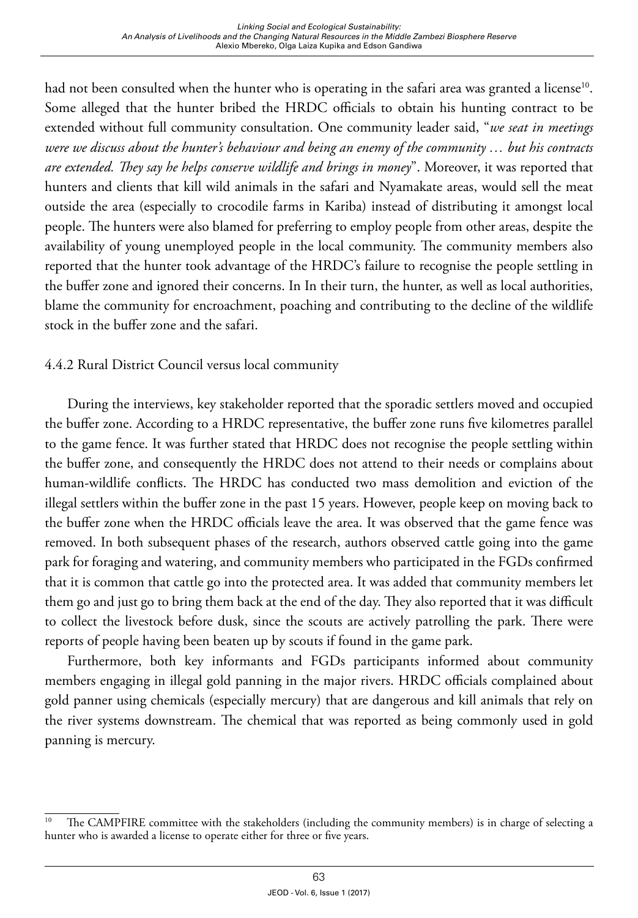had not been consulted when the hunter who is operating in the safari area was granted a license[10]. Some alleged that the hunter bribed the HRDC officials to obtain his hunting contract to be extended without full community consultation. One community leader said, "*we seat in meetings were we discuss about the hunter's behaviour and being an enemy of the community … but his contracts are extended. They say he helps conserve wildlife and brings in money*". Moreover, it was reported that hunters and clients that kill wild animals in the safari and Nyamakate areas, would sell the meat outside the area (especially to crocodile farms in Kariba) instead of distributing it amongst local people. The hunters were also blamed for preferring to employ people from other areas, despite the availability of young unemployed people in the local community. The community members also reported that the hunter took advantage of the HRDC's failure to recognise the people settling in the buffer zone and ignored their concerns. In In their turn, the hunter, as well as local authorities, blame the community for encroachment, poaching and contributing to the decline of the wildlife stock in the buffer zone and the safari.

4.4.2 Rural District Council versus local community

During the interviews, key stakeholder reported that the sporadic settlers moved and occupied the buffer zone. According to a HRDC representative, the buffer zone runs five kilometres parallel to the game fence. It was further stated that HRDC does not recognise the people settling within the buffer zone, and consequently the HRDC does not attend to their needs or complains about human-wildlife conflicts. The HRDC has conducted two mass demolition and eviction of the illegal settlers within the buffer zone in the past 15 years. However, people keep on moving back to the buffer zone when the HRDC officials leave the area. It was observed that the game fence was removed. In both subsequent phases of the research, authors observed cattle going into the game park for foraging and watering, and community members who participated in the FGDs confirmed that it is common that cattle go into the protected area. It was added that community members let them go and just go to bring them back at the end of the day. They also reported that it was difficult to collect the livestock before dusk, since the scouts are actively patrolling the park. There were reports of people having been beaten up by scouts if found in the game park.

Furthermore, both key informants and FGDs participants informed about community members engaging in illegal gold panning in the major rivers. HRDC officials complained about gold panner using chemicals (especially mercury) that are dangerous and kill animals that rely on the river systems downstream. The chemical that was reported as being commonly used in gold panning is mercury.

[10] The CAMPFIRE committee with the stakeholders (including the community members) is in charge of selecting a hunter who is awarded a license to operate either for three or five years.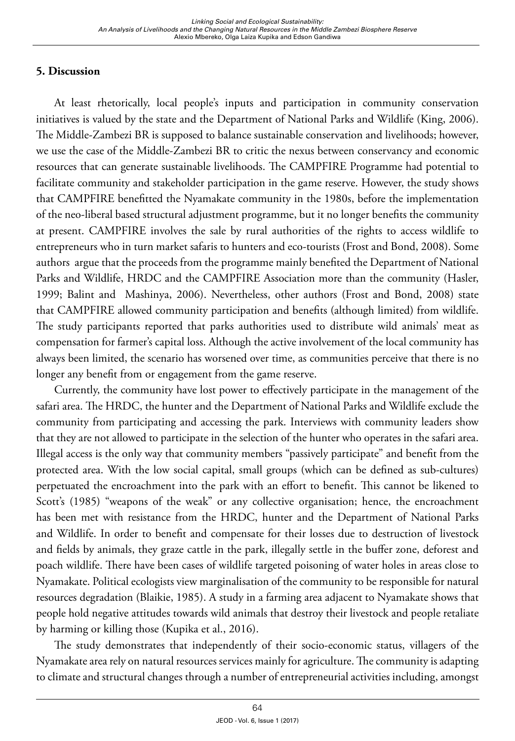## 5. Discussion

At least rhetorically, local people's inputs and participation in community conservation initiatives is valued by the state and the Department of National Parks and Wildlife (King, 2006). The Middle-Zambezi BR is supposed to balance sustainable conservation and livelihoods; however, we use the case of the Middle-Zambezi BR to critic the nexus between conservancy and economic resources that can generate sustainable livelihoods. The CAMPFIRE Programme had potential to facilitate community and stakeholder participation in the game reserve. However, the study shows that CAMPFIRE benefitted the Nyamakate community in the 1980s, before the implementation of the neo-liberal based structural adjustment programme, but it no longer benefits the community at present. CAMPFIRE involves the sale by rural authorities of the rights to access wildlife to entrepreneurs who in turn market safaris to hunters and eco-tourists (Frost and Bond, 2008). Some authors argue that the proceeds from the programme mainly benefited the Department of National Parks and Wildlife, HRDC and the CAMPFIRE Association more than the community (Hasler, 1999; Balint and Mashinya, 2006). Nevertheless, other authors (Frost and Bond, 2008) state that CAMPFIRE allowed community participation and benefits (although limited) from wildlife. The study participants reported that parks authorities used to distribute wild animals' meat as compensation for farmer's capital loss. Although the active involvement of the local community has always been limited, the scenario has worsened over time, as communities perceive that there is no longer any benefit from or engagement from the game reserve.

Currently, the community have lost power to effectively participate in the management of the safari area. The HRDC, the hunter and the Department of National Parks and Wildlife exclude the community from participating and accessing the park. Interviews with community leaders show that they are not allowed to participate in the selection of the hunter who operates in the safari area. Illegal access is the only way that community members "passively participate" and benefit from the protected area. With the low social capital, small groups (which can be defined as sub-cultures) perpetuated the encroachment into the park with an effort to benefit. This cannot be likened to Scott's (1985) "weapons of the weak" or any collective organisation; hence, the encroachment has been met with resistance from the HRDC, hunter and the Department of National Parks and Wildlife. In order to benefit and compensate for their losses due to destruction of livestock and fields by animals, they graze cattle in the park, illegally settle in the buffer zone, deforest and poach wildlife. There have been cases of wildlife targeted poisoning of water holes in areas close to Nyamakate. Political ecologists view marginalisation of the community to be responsible for natural resources degradation (Blaikie, 1985). A study in a farming area adjacent to Nyamakate shows that people hold negative attitudes towards wild animals that destroy their livestock and people retaliate by harming or killing those (Kupika et al., 2016).

The study demonstrates that independently of their socio-economic status, villagers of the Nyamakate area rely on natural resources services mainly for agriculture. The community is adapting to climate and structural changes through a number of entrepreneurial activities including, amongst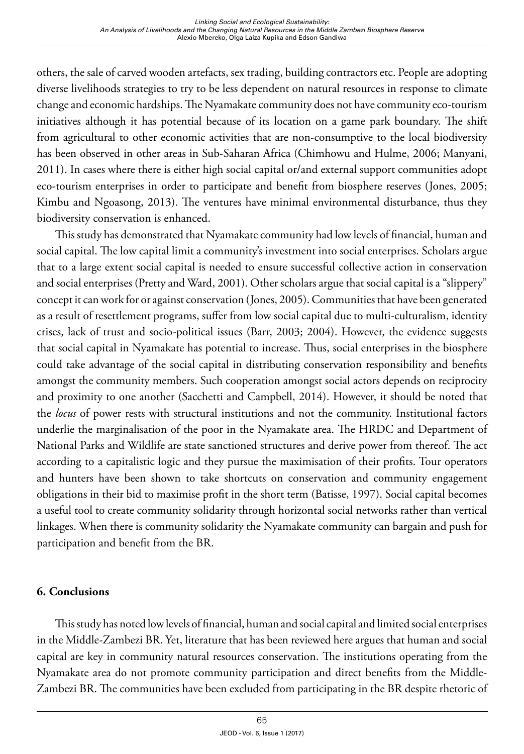others, the sale of carved wooden artefacts, sex trading, building contractors etc. People are adopting diverse livelihoods strategies to try to be less dependent on natural resources in response to climate change and economic hardships. The Nyamakate community does not have community eco-tourism initiatives although it has potential because of its location on a game park boundary. The shift from agricultural to other economic activities that are non-consumptive to the local biodiversity has been observed in other areas in Sub-Saharan Africa (Chimhowu and Hulme, 2006; Manyani, 2011). In cases where there is either high social capital or/and external support communities adopt eco-tourism enterprises in order to participate and benefit from biosphere reserves (Jones, 2005; Kimbu and Ngoasong, 2013). The ventures have minimal environmental disturbance, thus they biodiversity conservation is enhanced.

This study has demonstrated that Nyamakate community had low levels of financial, human and social capital. The low capital limit a community's investment into social enterprises. Scholars argue that to a large extent social capital is needed to ensure successful collective action in conservation and social enterprises (Pretty and Ward, 2001). Other scholars argue that social capital is a "slippery" concept it can work for or against conservation (Jones, 2005). Communities that have been generated as a result of resettlement programs, suffer from low social capital due to multi-culturalism, identity crises, lack of trust and socio-political issues (Barr, 2003; 2004). However, the evidence suggests that social capital in Nyamakate has potential to increase. Thus, social enterprises in the biosphere could take advantage of the social capital in distributing conservation responsibility and benefits amongst the community members. Such cooperation amongst social actors depends on reciprocity and proximity to one another (Sacchetti and Campbell, 2014). However, it should be noted that the *locus* of power rests with structural institutions and not the community. Institutional factors underlie the marginalisation of the poor in the Nyamakate area. The HRDC and Department of National Parks and Wildlife are state sanctioned structures and derive power from thereof. The act according to a capitalistic logic and they pursue the maximisation of their profits. Tour operators and hunters have been shown to take shortcuts on conservation and community engagement obligations in their bid to maximise profit in the short term (Batisse, 1997). Social capital becomes a useful tool to create community solidarity through horizontal social networks rather than vertical linkages. When there is community solidarity the Nyamakate community can bargain and push for participation and benefit from the BR.

## 6. Conclusions

This study has noted low levels of financial, human and social capital and limited social enterprises in the Middle-Zambezi BR. Yet, literature that has been reviewed here argues that human and social capital are key in community natural resources conservation. The institutions operating from the Nyamakate area do not promote community participation and direct benefits from the Middle-Zambezi BR. The communities have been excluded from participating in the BR despite rhetoric of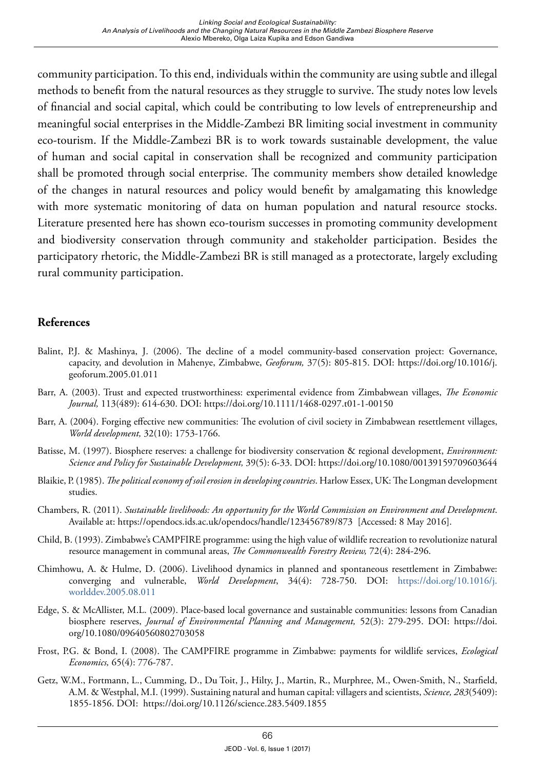community participation. To this end, individuals within the community are using subtle and illegal methods to benefit from the natural resources as they struggle to survive. The study notes low levels of financial and social capital, which could be contributing to low levels of entrepreneurship and meaningful social enterprises in the Middle-Zambezi BR limiting social investment in community eco-tourism. If the Middle-Zambezi BR is to work towards sustainable development, the value of human and social capital in conservation shall be recognized and community participation shall be promoted through social enterprise. The community members show detailed knowledge of the changes in natural resources and policy would benefit by amalgamating this knowledge with more systematic monitoring of data on human population and natural resource stocks. Literature presented here has shown eco-tourism successes in promoting community development and biodiversity conservation through community and stakeholder participation. Besides the participatory rhetoric, the Middle-Zambezi BR is still managed as a protectorate, largely excluding rural community participation.

## References

Balint, P.J. & Mashinya, J. (2006). The decline of a model community-based conservation project: Governance, capacity, and devolution in Mahenye, Zimbabwe, *Geoforum,* 37(5): 805-815. DOI: https://doi.org/10.1016/j.geoforum.2005.01.011

Barr, A. (2003). Trust and expected trustworthiness: experimental evidence from Zimbabwean villages, *The Economic Journal,* 113(489): 614-630. DOI: https://doi.org/10.1111/1468-0297.t01-1-00150

Barr, A. (2004). Forging effective new communities: The evolution of civil society in Zimbabwean resettlement villages, *World development,* 32(10): 1753-1766.

Batisse, M. (1997). Biosphere reserves: a challenge for biodiversity conservation & regional development, *Environment: Science and Policy for Sustainable Development,* 39(5): 6-33. DOI: https://doi.org/10.1080/00139159709603644

Blaikie, P. (1985). *The political economy of soil erosion in developing countries*. Harlow Essex, UK: The Longman development studies.

Chambers, R. (2011). *Sustainable livelihoods: An opportunity for the World Commission on Environment and Development*. Available at: https://opendocs.ids.ac.uk/opendocs/handle/123456789/873 [Accessed: 8 May 2016].

Child, B. (1993). Zimbabwe's CAMPFIRE programme: using the high value of wildlife recreation to revolutionize natural resource management in communal areas, *The Commonwealth Forestry Review,* 72(4): 284-296.

Chimhowu, A. & Hulme, D. (2006). Livelihood dynamics in planned and spontaneous resettlement in Zimbabwe: converging and vulnerable, *World Development*, 34(4): 728-750. DOI: https://doi.org/10.1016/j.worlddev.2005.08.011

Edge, S. & McAllister, M.L. (2009). Place-based local governance and sustainable communities: lessons from Canadian biosphere reserves, *Journal of Environmental Planning and Management,* 52(3): 279-295. DOI: https://doi.org/10.1080/09640560802703058

Frost, P.G. & Bond, I. (2008). The CAMPFIRE programme in Zimbabwe: payments for wildlife services, *Ecological Economics,* 65(4): 776-787.

Getz, W.M., Fortmann, L., Cumming, D., Du Toit, J., Hilty, J., Martin, R., Murphree, M., Owen-Smith, N., Starfield, A.M. & Westphal, M.I. (1999). Sustaining natural and human capital: villagers and scientists, *Science, 283*(5409): 1855-1856. DOI: https://doi.org/10.1126/science.283.5409.1855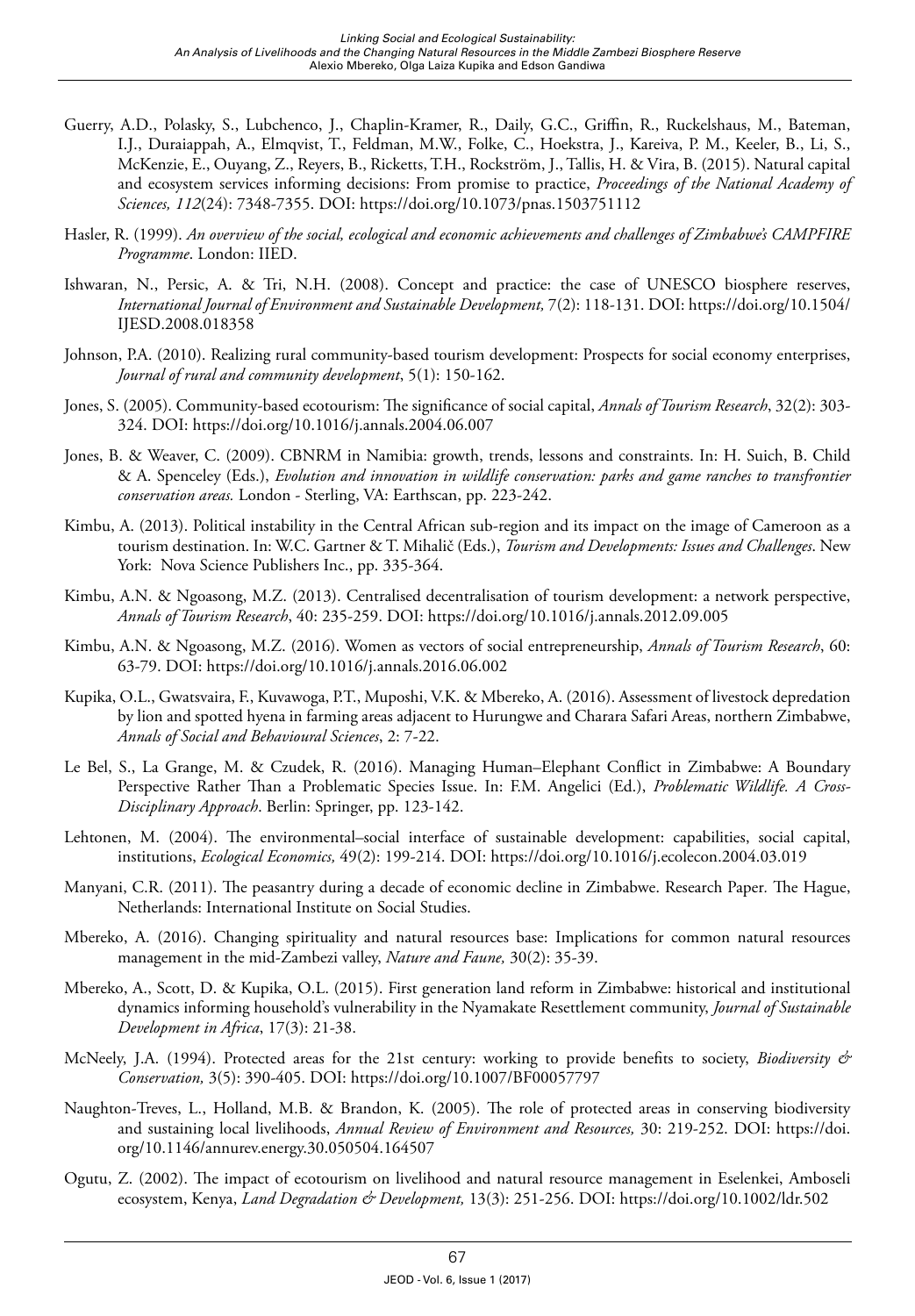Guerry, A.D., Polasky, S., Lubchenco, J., Chaplin-Kramer, R., Daily, G.C., Griffin, R., Ruckelshaus, M., Bateman, I.J., Duraiappah, A., Elmqvist, T., Feldman, M.W., Folke, C., Hoekstra, J., Kareiva, P. M., Keeler, B., Li, S., McKenzie, E., Ouyang, Z., Reyers, B., Ricketts, T.H., Rockström, J., Tallis, H. & Vira, B. (2015). Natural capital and ecosystem services informing decisions: From promise to practice, *Proceedings of the National Academy of Sciences, 112*(24): 7348-7355. DOI: https://doi.org/10.1073/pnas.1503751112

Hasler, R. (1999). *An overview of the social, ecological and economic achievements and challenges of Zimbabwe's CAMPFIRE Programme*. London: IIED.

Ishwaran, N., Persic, A. & Tri, N.H. (2008). Concept and practice: the case of UNESCO biosphere reserves, *International Journal of Environment and Sustainable Development,* 7(2): 118-131. DOI: https://doi.org/10.1504/IJESD.2008.018358

Johnson, P.A. (2010). Realizing rural community-based tourism development: Prospects for social economy enterprises, *Journal of rural and community development*, 5(1): 150-162.

Jones, S. (2005). Community-based ecotourism: The significance of social capital, *Annals of Tourism Research*, 32(2): 303-324. DOI: https://doi.org/10.1016/j.annals.2004.06.007

Jones, B. & Weaver, C. (2009). CBNRM in Namibia: growth, trends, lessons and constraints. In: H. Suich, B. Child & A. Spenceley (Eds.), *Evolution and innovation in wildlife conservation: parks and game ranches to transfrontier conservation areas.* London - Sterling, VA: Earthscan, pp. 223-242.

Kimbu, A. (2013). Political instability in the Central African sub-region and its impact on the image of Cameroon as a tourism destination. In: W.C. Gartner & T. Mihalič (Eds.), *Tourism and Developments: Issues and Challenges*. New York: Nova Science Publishers Inc., pp. 335-364.

Kimbu, A.N. & Ngoasong, M.Z. (2013). Centralised decentralisation of tourism development: a network perspective, *Annals of Tourism Research*, 40: 235-259. DOI: https://doi.org/10.1016/j.annals.2012.09.005

Kimbu, A.N. & Ngoasong, M.Z. (2016). Women as vectors of social entrepreneurship, *Annals of Tourism Research*, 60: 63-79. DOI: https://doi.org/10.1016/j.annals.2016.06.002

Kupika, O.L., Gwatsvaira, F., Kuvawoga, P.T., Muposhi, V.K. & Mbereko, A. (2016). Assessment of livestock depredation by lion and spotted hyena in farming areas adjacent to Hurungwe and Charara Safari Areas, northern Zimbabwe, *Annals of Social and Behavioural Sciences*, 2: 7-22.

Le Bel, S., La Grange, M. & Czudek, R. (2016). Managing Human–Elephant Conflict in Zimbabwe: A Boundary Perspective Rather Than a Problematic Species Issue. In: F.M. Angelici (Ed.), *Problematic Wildlife. A Cross-Disciplinary Approach*. Berlin: Springer, pp. 123-142.

Lehtonen, M. (2004). The environmental–social interface of sustainable development: capabilities, social capital, institutions, *Ecological Economics,* 49(2): 199-214. DOI: https://doi.org/10.1016/j.ecolecon.2004.03.019

Manyani, C.R. (2011). The peasantry during a decade of economic decline in Zimbabwe. Research Paper*.* The Hague, Netherlands: International Institute on Social Studies.

Mbereko, A. (2016). Changing spirituality and natural resources base: Implications for common natural resources management in the mid-Zambezi valley, *Nature and Faune,* 30(2): 35-39.

Mbereko, A., Scott, D. & Kupika, O.L. (2015). First generation land reform in Zimbabwe: historical and institutional dynamics informing household's vulnerability in the Nyamakate Resettlement community, *Journal of Sustainable Development in Africa*, 17(3): 21-38.

McNeely, J.A. (1994). Protected areas for the 21st century: working to provide benefits to society, *Biodiversity & Conservation,* 3(5): 390-405. DOI: https://doi.org/10.1007/BF00057797

Naughton-Treves, L., Holland, M.B. & Brandon, K. (2005). The role of protected areas in conserving biodiversity and sustaining local livelihoods, *Annual Review of Environment and Resources,* 30: 219-252. DOI: https://doi.org/10.1146/annurev.energy.30.050504.164507

Ogutu, Z. (2002). The impact of ecotourism on livelihood and natural resource management in Eselenkei, Amboseli ecosystem, Kenya, *Land Degradation & Development,* 13(3): 251-256. DOI: https://doi.org/10.1002/ldr.502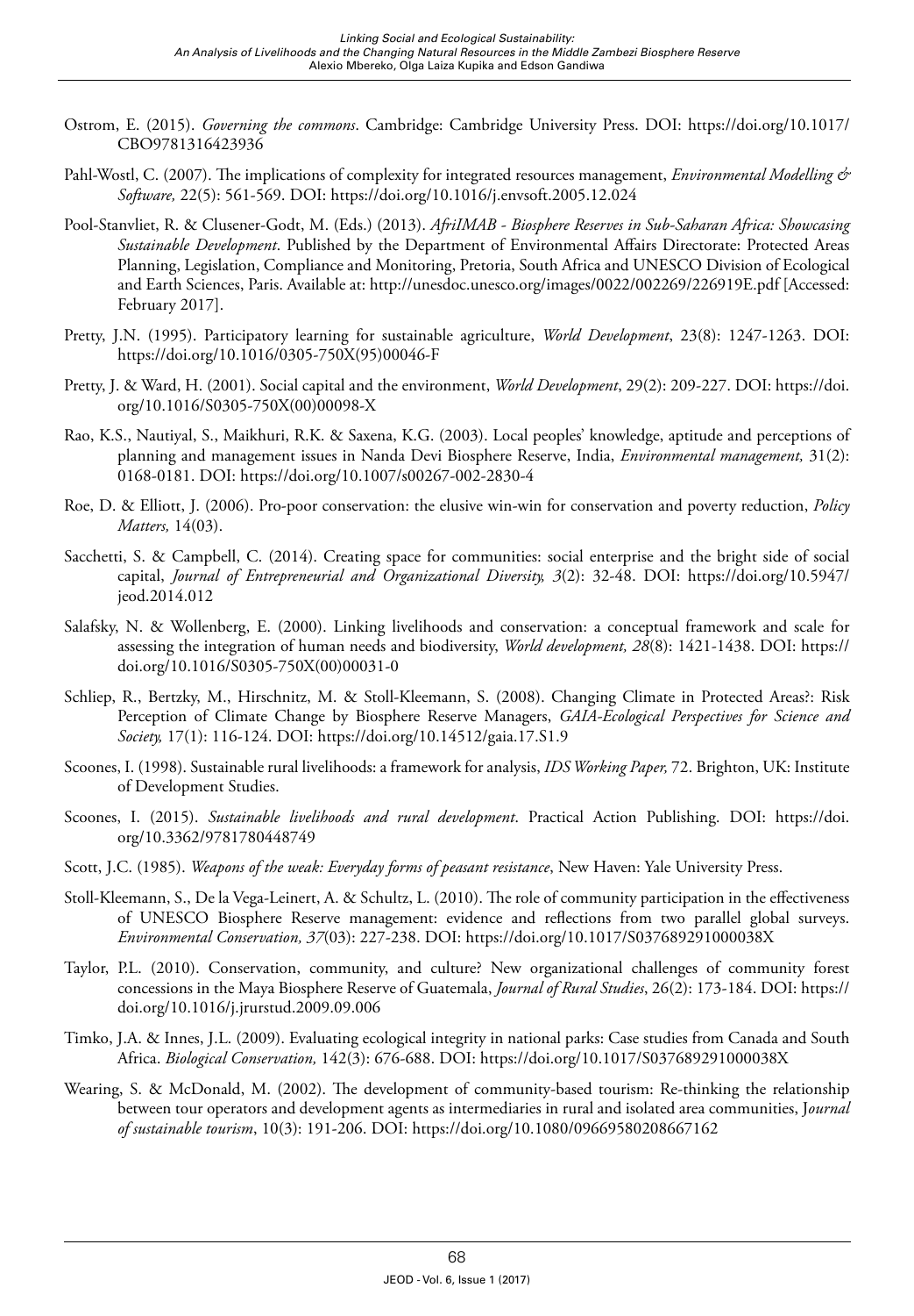Ostrom, E. (2015). *Governing the commons*. Cambridge: Cambridge University Press. DOI: https://doi.org/10.1017/CBO9781316423936

Pahl-Wostl, C. (2007). The implications of complexity for integrated resources management, *Environmental Modelling & Software,* 22(5): 561-569. DOI: https://doi.org/10.1016/j.envsoft.2005.12.024

Pool-Stanvliet, R. & Clusener-Godt, M. (Eds.) (2013). *AfriIMAB - Biosphere Reserves in Sub-Saharan Africa: Showcasing Sustainable Development*. Published by the Department of Environmental Affairs Directorate: Protected Areas Planning, Legislation, Compliance and Monitoring, Pretoria, South Africa and UNESCO Division of Ecological and Earth Sciences, Paris. Available at: http://unesdoc.unesco.org/images/0022/002269/226919E.pdf [Accessed: February 2017].

Pretty, J.N. (1995). Participatory learning for sustainable agriculture, *World Development*, 23(8): 1247-1263. DOI: https://doi.org/10.1016/0305-750X(95)00046-F

Pretty, J. & Ward, H. (2001). Social capital and the environment, *World Development*, 29(2): 209-227. DOI: https://doi.org/10.1016/S0305-750X(00)00098-X

Rao, K.S., Nautiyal, S., Maikhuri, R.K. & Saxena, K.G. (2003). Local peoples' knowledge, aptitude and perceptions of planning and management issues in Nanda Devi Biosphere Reserve, India, *Environmental management,* 31(2): 0168-0181. DOI: https://doi.org/10.1007/s00267-002-2830-4

Roe, D. & Elliott, J. (2006). Pro-poor conservation: the elusive win-win for conservation and poverty reduction, *Policy Matters,* 14(03).

Sacchetti, S. & Campbell, C. (2014). Creating space for communities: social enterprise and the bright side of social capital, *Journal of Entrepreneurial and Organizational Diversity, 3*(2): 32-48. DOI: https://doi.org/10.5947/jeod.2014.012

Salafsky, N. & Wollenberg, E. (2000). Linking livelihoods and conservation: a conceptual framework and scale for assessing the integration of human needs and biodiversity, *World development, 28*(8): 1421-1438. DOI: https://doi.org/10.1016/S0305-750X(00)00031-0

Schliep, R., Bertzky, M., Hirschnitz, M. & Stoll-Kleemann, S. (2008). Changing Climate in Protected Areas?: Risk Perception of Climate Change by Biosphere Reserve Managers, *GAIA-Ecological Perspectives for Science and Society,* 17(1): 116-124. DOI: https://doi.org/10.14512/gaia.17.S1.9

Scoones, I. (1998). Sustainable rural livelihoods: a framework for analysis, *IDS Working Paper,* 72. Brighton, UK: Institute of Development Studies.

Scoones, I. (2015). *Sustainable livelihoods and rural development*. Practical Action Publishing. DOI: https://doi.org/10.3362/9781780448749

Scott, J.C. (1985). *Weapons of the weak: Everyday forms of peasant resistance*, New Haven: Yale University Press.

Stoll-Kleemann, S., De la Vega-Leinert, A. & Schultz, L. (2010). The role of community participation in the effectiveness of UNESCO Biosphere Reserve management: evidence and reflections from two parallel global surveys. *Environmental Conservation, 37*(03): 227-238. DOI: https://doi.org/10.1017/S037689291000038X

Taylor, P.L. (2010). Conservation, community, and culture? New organizational challenges of community forest concessions in the Maya Biosphere Reserve of Guatemala, *Journal of Rural Studies*, 26(2): 173-184. DOI: https://doi.org/10.1016/j.jrurstud.2009.09.006

Timko, J.A. & Innes, J.L. (2009). Evaluating ecological integrity in national parks: Case studies from Canada and South Africa. *Biological Conservation,* 142(3): 676-688. DOI: https://doi.org/10.1017/S037689291000038X

Wearing, S. & McDonald, M. (2002). The development of community-based tourism: Re-thinking the relationship between tour operators and development agents as intermediaries in rural and isolated area communities, J*ournal of sustainable tourism*, 10(3): 191-206. DOI: https://doi.org/10.1080/09669580208667162